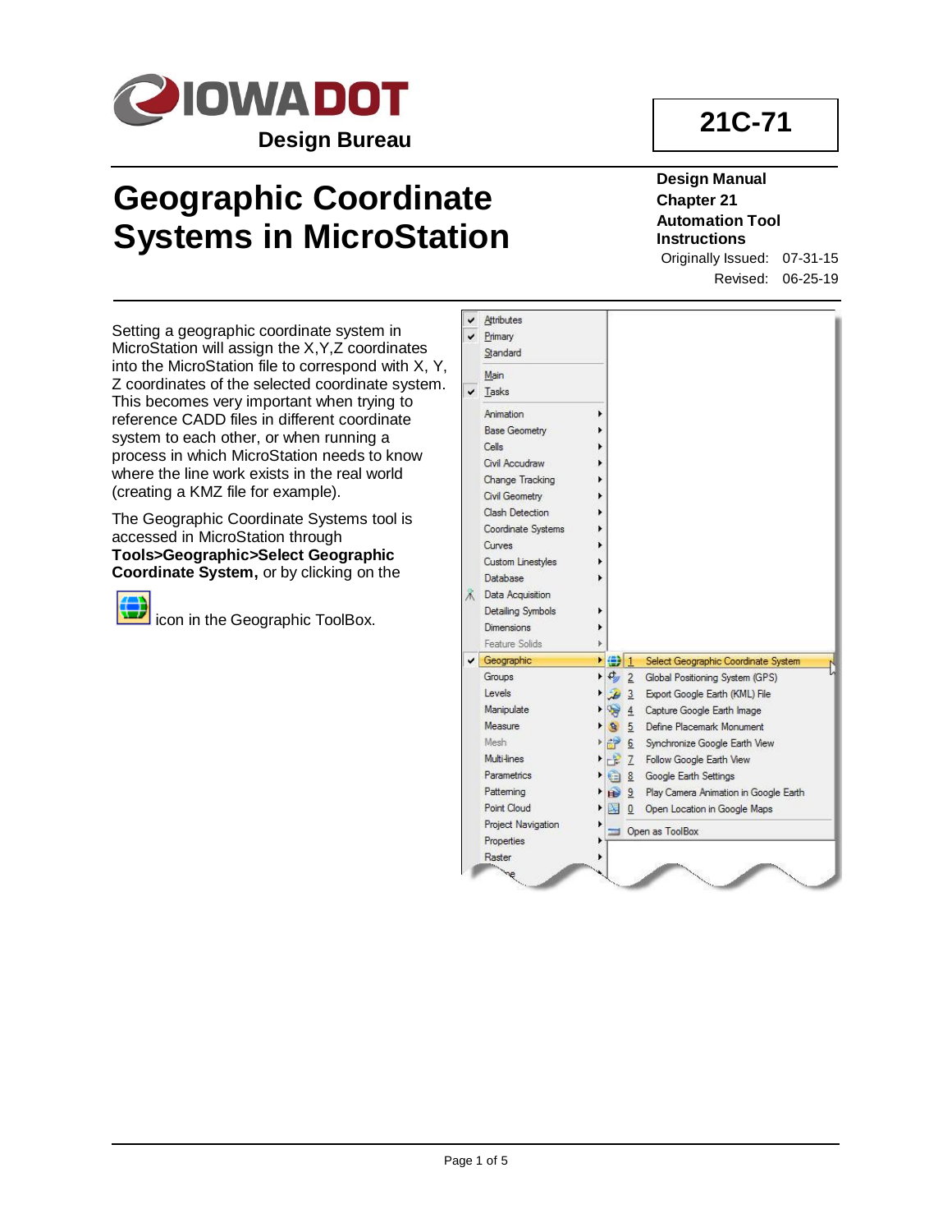# IOWA DOT

**Design Bureau**

**21C-71**

# Geographic Coordinate Systems in MicroStation

**Design Manual**
**Chapter 21**
**Automation Tool Instructions**

Originally Issued: 07-31-15
Revised: 06-25-19

Setting a geographic coordinate system in MicroStation will assign the X,Y,Z coordinates into the MicroStation file to correspond with X, Y, Z coordinates of the selected coordinate system. This becomes very important when trying to reference CADD files in different coordinate system to each other, or when running a process in which MicroStation needs to know where the line work exists in the real world (creating a KMZ file for example).

The Geographic Coordinate Systems tool is accessed in MicroStation through **Tools>Geographic>Select Geographic Coordinate System,** or by clicking on the icon in the Geographic ToolBox.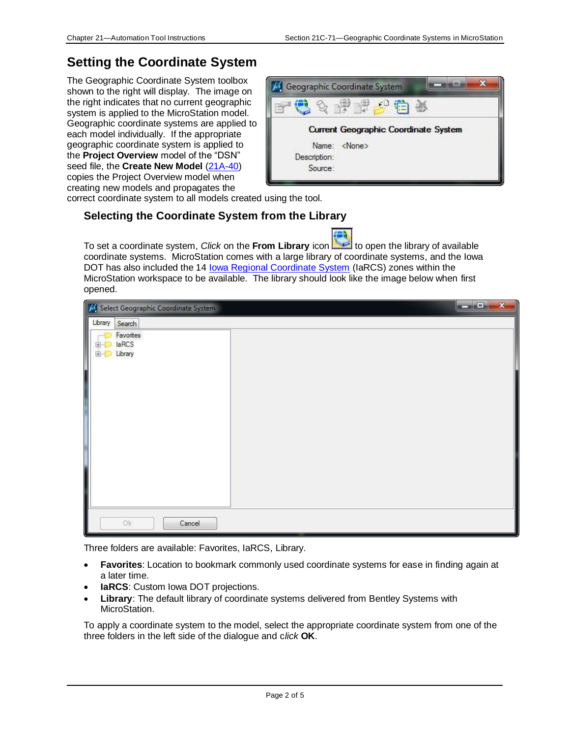# Setting the Coordinate System

The Geographic Coordinate System toolbox shown to the right will display. The image on the right indicates that no current geographic system is applied to the MicroStation model. Geographic coordinate systems are applied to each model individually. If the appropriate geographic coordinate system is applied to the **Project Overview** model of the "DSN" seed file, the **Create New Model** (21A-40) copies the Project Overview model when creating new models and propagates the correct coordinate system to all models created using the tool.

## Selecting the Coordinate System from the Library

To set a coordinate system, *Click* on the **From Library** icon to open the library of available coordinate systems. MicroStation comes with a large library of coordinate systems, and the Iowa DOT has also included the 14 Iowa Regional Coordinate System (IaRCS) zones within the MicroStation workspace to be available. The library should look like the image below when first opened.

Three folders are available: Favorites, IaRCS, Library.

- **Favorites**: Location to bookmark commonly used coordinate systems for ease in finding again at a later time.
- **IaRCS**: Custom Iowa DOT projections.
- **Library**: The default library of coordinate systems delivered from Bentley Systems with MicroStation.

To apply a coordinate system to the model, select the appropriate coordinate system from one of the three folders in the left side of the dialogue and *click* **OK**.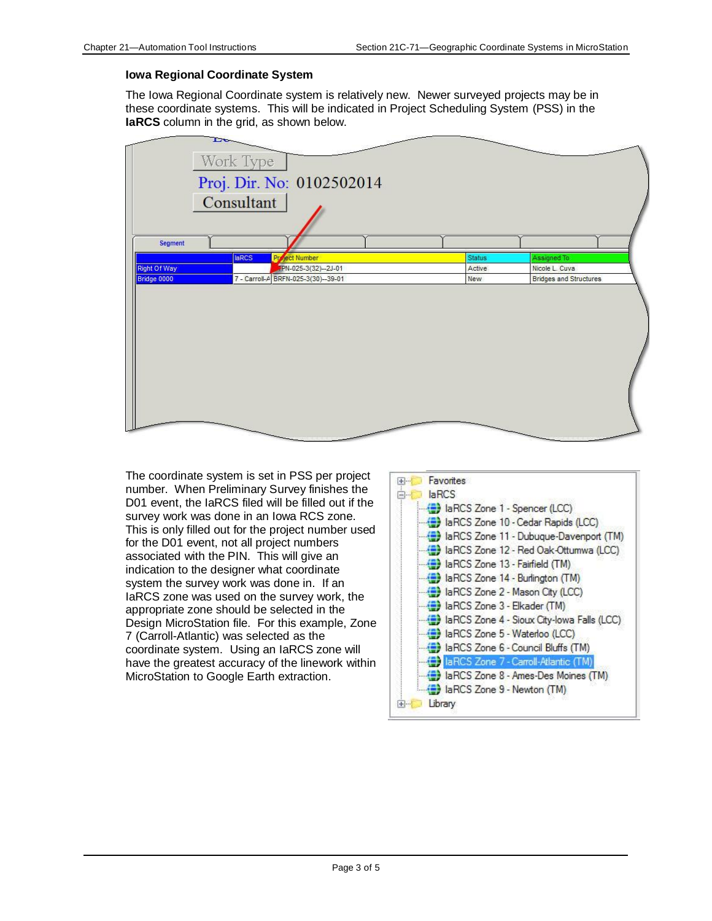### Iowa Regional Coordinate System

The Iowa Regional Coordinate system is relatively new. Newer surveyed projects may be in these coordinate systems. This will be indicated in Project Scheduling System (PSS) in the **IaRCS** column in the grid, as shown below.

The coordinate system is set in PSS per project number. When Preliminary Survey finishes the D01 event, the IaRCS filed will be filled out if the survey work was done in an Iowa RCS zone. This is only filled out for the project number used for the D01 event, not all project numbers associated with the PIN. This will give an indication to the designer what coordinate system the survey work was done in. If an IaRCS zone was used on the survey work, the appropriate zone should be selected in the Design MicroStation file. For this example, Zone 7 (Carroll-Atlantic) was selected as the coordinate system. Using an IaRCS zone will have the greatest accuracy of the linework within MicroStation to Google Earth extraction.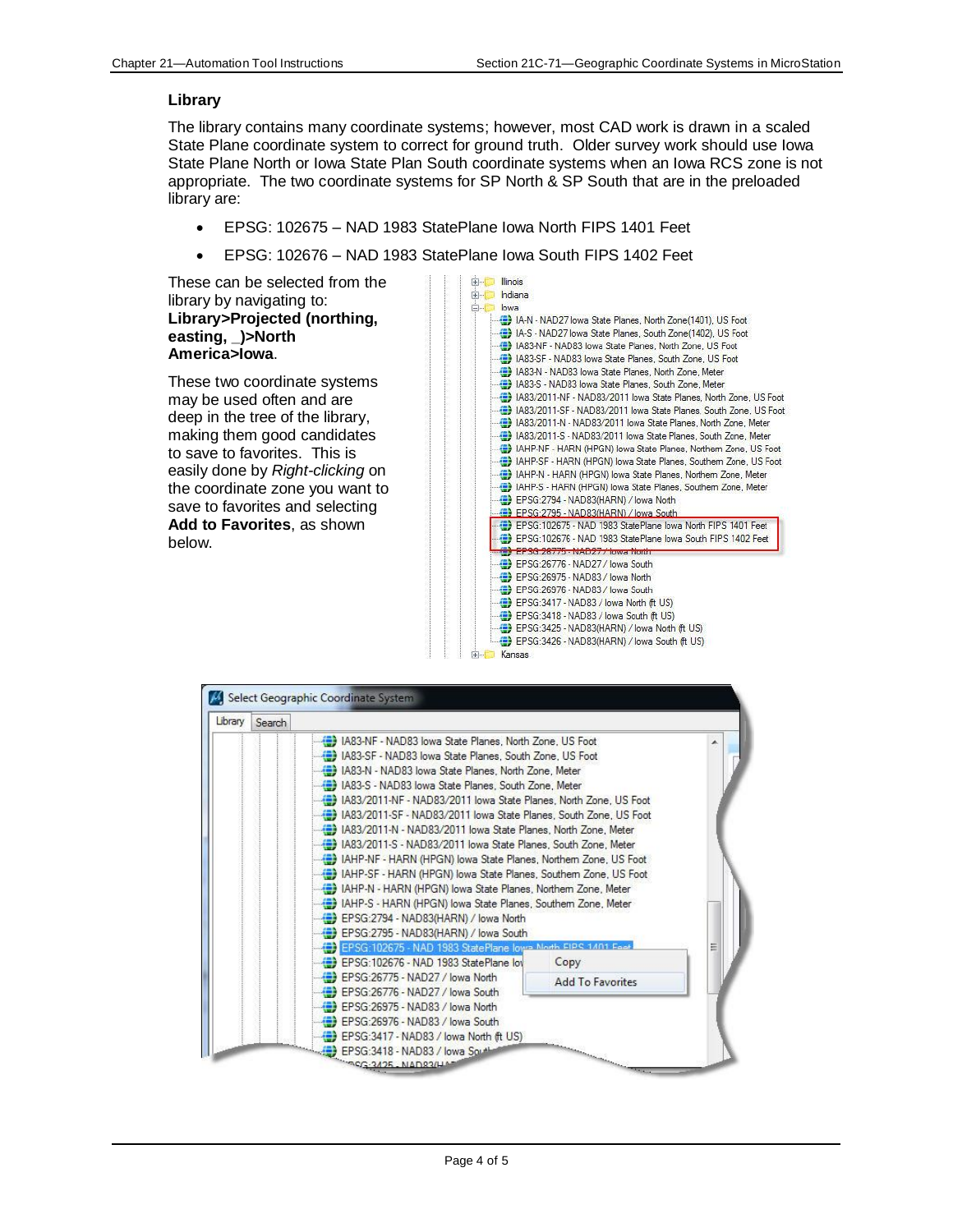### Library

The library contains many coordinate systems; however, most CAD work is drawn in a scaled State Plane coordinate system to correct for ground truth. Older survey work should use Iowa State Plane North or Iowa State Plan South coordinate systems when an Iowa RCS zone is not appropriate. The two coordinate systems for SP North & SP South that are in the preloaded library are:

- EPSG: 102675 – NAD 1983 StatePlane Iowa North FIPS 1401 Feet
- EPSG: 102676 – NAD 1983 StatePlane Iowa South FIPS 1402 Feet

These can be selected from the library by navigating to: **Library>Projected (northing, easting, _)>North America>Iowa**.

These two coordinate systems may be used often and are deep in the tree of the library, making them good candidates to save to favorites. This is easily done by *Right-clicking* on the coordinate zone you want to save to favorites and selecting **Add to Favorites**, as shown below.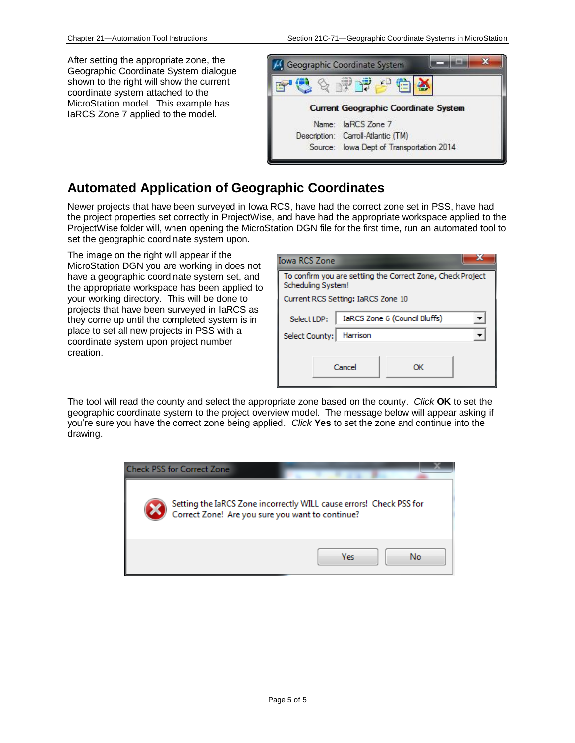After setting the appropriate zone, the Geographic Coordinate System dialogue shown to the right will show the current coordinate system attached to the MicroStation model. This example has IaRCS Zone 7 applied to the model.

## Automated Application of Geographic Coordinates

Newer projects that have been surveyed in Iowa RCS, have had the correct zone set in PSS, have had the project properties set correctly in ProjectWise, and have had the appropriate workspace applied to the ProjectWise folder will, when opening the MicroStation DGN file for the first time, run an automated tool to set the geographic coordinate system upon.

The image on the right will appear if the MicroStation DGN you are working in does not have a geographic coordinate system set, and the appropriate workspace has been applied to your working directory. This will be done to projects that have been surveyed in IaRCS as they come up until the completed system is in place to set all new projects in PSS with a coordinate system upon project number creation.

The tool will read the county and select the appropriate zone based on the county. *Click* **OK** to set the geographic coordinate system to the project overview model. The message below will appear asking if you're sure you have the correct zone being applied. *Click* **Yes** to set the zone and continue into the drawing.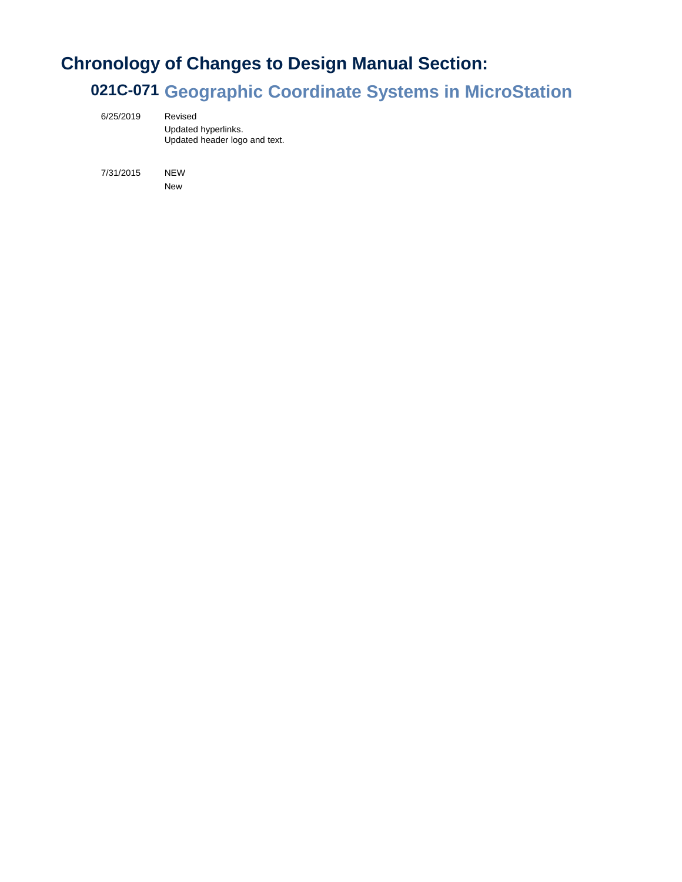# Chronology of Changes to Design Manual Section:

## 021C-071 Geographic Coordinate Systems in MicroStation

| | | |
|---|---|---|
| 6/25/2019 | Revised | Updated hyperlinks.<br>Updated header logo and text. |
| 7/31/2015 | NEW | New |